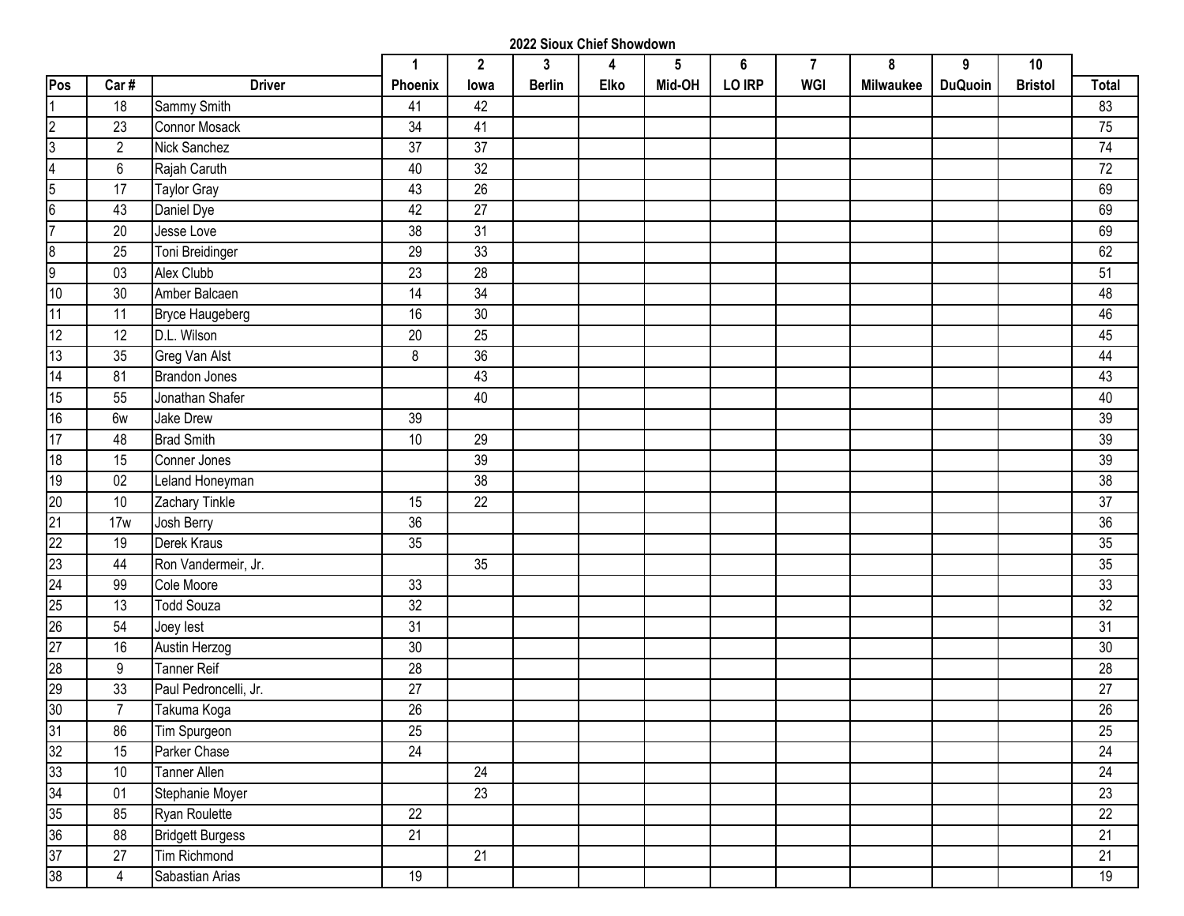# 2022 Sioux Chief Showdown

| | | | 1 | 2 | 3 | 4 | 5 | 6 | 7 | 8 | 9 | 10 | |
|---|---|---|---|---|---|---|---|---|---|---|---|---|---|
| Pos | Car # | Driver | Phoenix | Iowa | Berlin | Elko | Mid-OH | LO IRP | WGI | Milwaukee | DuQuoin | Bristol | Total |
| 1 | 18 | Sammy Smith | 41 | 42 | | | | | | | | | 83 |
| 2 | 23 | Connor Mosack | 34 | 41 | | | | | | | | | 75 |
| 3 | 2 | Nick Sanchez | 37 | 37 | | | | | | | | | 74 |
| 4 | 6 | Rajah Caruth | 40 | 32 | | | | | | | | | 72 |
| 5 | 17 | Taylor Gray | 43 | 26 | | | | | | | | | 69 |
| 6 | 43 | Daniel Dye | 42 | 27 | | | | | | | | | 69 |
| 7 | 20 | Jesse Love | 38 | 31 | | | | | | | | | 69 |
| 8 | 25 | Toni Breidinger | 29 | 33 | | | | | | | | | 62 |
| 9 | 03 | Alex Clubb | 23 | 28 | | | | | | | | | 51 |
| 10 | 30 | Amber Balcaen | 14 | 34 | | | | | | | | | 48 |
| 11 | 11 | Bryce Haugeberg | 16 | 30 | | | | | | | | | 46 |
| 12 | 12 | D.L. Wilson | 20 | 25 | | | | | | | | | 45 |
| 13 | 35 | Greg Van Alst | 8 | 36 | | | | | | | | | 44 |
| 14 | 81 | Brandon Jones | | 43 | | | | | | | | | 43 |
| 15 | 55 | Jonathan Shafer | | 40 | | | | | | | | | 40 |
| 16 | 6w | Jake Drew | 39 | | | | | | | | | | 39 |
| 17 | 48 | Brad Smith | 10 | 29 | | | | | | | | | 39 |
| 18 | 15 | Conner Jones | | 39 | | | | | | | | | 39 |
| 19 | 02 | Leland Honeyman | | 38 | | | | | | | | | 38 |
| 20 | 10 | Zachary Tinkle | 15 | 22 | | | | | | | | | 37 |
| 21 | 17w | Josh Berry | 36 | | | | | | | | | | 36 |
| 22 | 19 | Derek Kraus | 35 | | | | | | | | | | 35 |
| 23 | 44 | Ron Vandermeir, Jr. | | 35 | | | | | | | | | 35 |
| 24 | 99 | Cole Moore | 33 | | | | | | | | | | 33 |
| 25 | 13 | Todd Souza | 32 | | | | | | | | | | 32 |
| 26 | 54 | Joey Iest | 31 | | | | | | | | | | 31 |
| 27 | 16 | Austin Herzog | 30 | | | | | | | | | | 30 |
| 28 | 9 | Tanner Reif | 28 | | | | | | | | | | 28 |
| 29 | 33 | Paul Pedroncelli, Jr. | 27 | | | | | | | | | | 27 |
| 30 | 7 | Takuma Koga | 26 | | | | | | | | | | 26 |
| 31 | 86 | Tim Spurgeon | 25 | | | | | | | | | | 25 |
| 32 | 15 | Parker Chase | 24 | | | | | | | | | | 24 |
| 33 | 10 | Tanner Allen | | 24 | | | | | | | | | 24 |
| 34 | 01 | Stephanie Moyer | | 23 | | | | | | | | | 23 |
| 35 | 85 | Ryan Roulette | 22 | | | | | | | | | | 22 |
| 36 | 88 | Bridgett Burgess | 21 | | | | | | | | | | 21 |
| 37 | 27 | Tim Richmond | | 21 | | | | | | | | | 21 |
| 38 | 4 | Sabastian Arias | 19 | | | | | | | | | | 19 |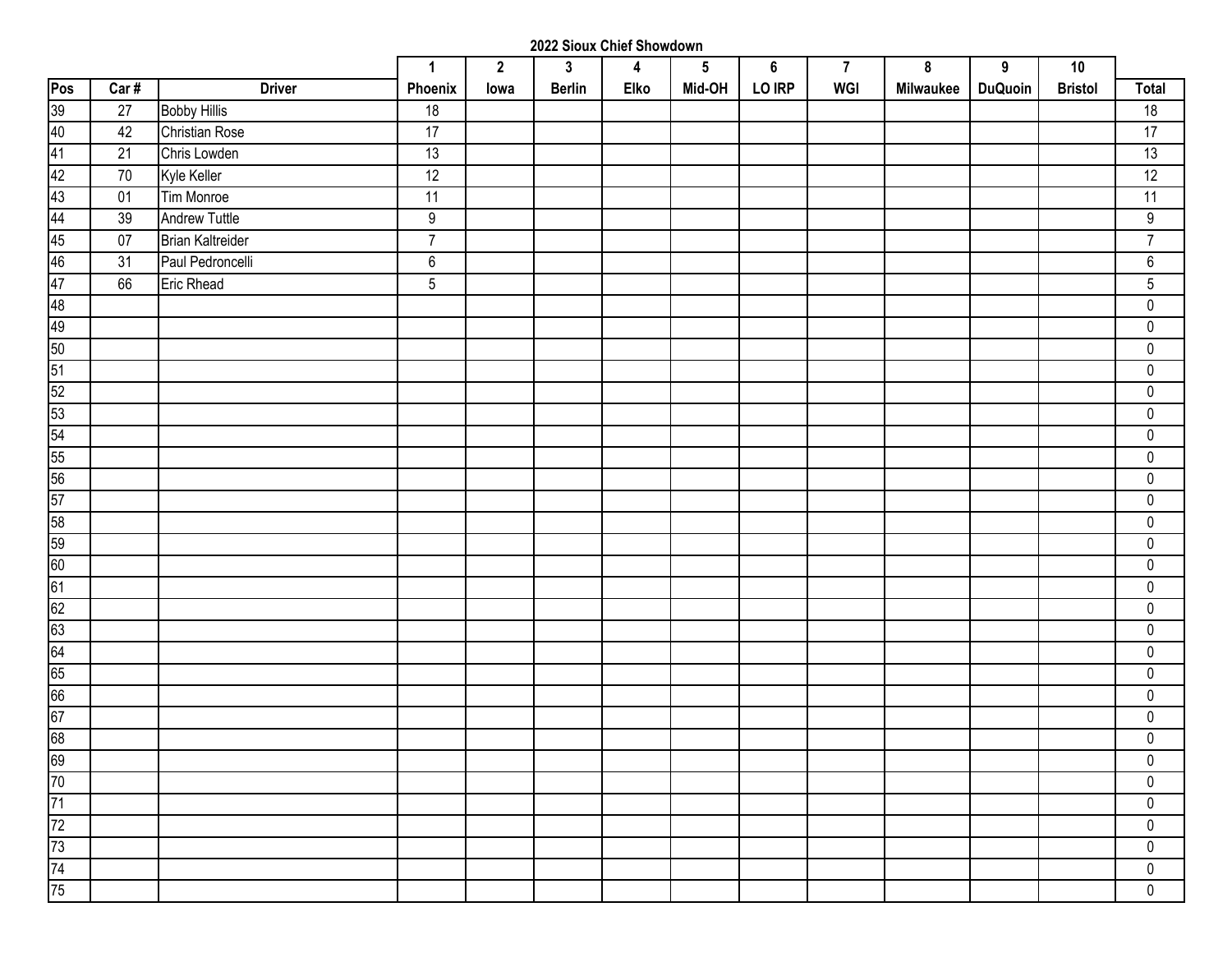## 2022 Sioux Chief Showdown

| | | | 1 | 2 | 3 | 4 | 5 | 6 | 7 | 8 | 9 | 10 | |
|---|---|---|---|---|---|---|---|---|---|---|---|---|---|
| **Pos** | **Car #** | **Driver** | **Phoenix** | **Iowa** | **Berlin** | **Elko** | **Mid-OH** | **LO IRP** | **WGI** | **Milwaukee** | **DuQuoin** | **Bristol** | **Total** |
| 39 | 27 | Bobby Hillis | 18 | | | | | | | | | | 18 |
| 40 | 42 | Christian Rose | 17 | | | | | | | | | | 17 |
| 41 | 21 | Chris Lowden | 13 | | | | | | | | | | 13 |
| 42 | 70 | Kyle Keller | 12 | | | | | | | | | | 12 |
| 43 | 01 | Tim Monroe | 11 | | | | | | | | | | 11 |
| 44 | 39 | Andrew Tuttle | 9 | | | | | | | | | | 9 |
| 45 | 07 | Brian Kaltreider | 7 | | | | | | | | | | 7 |
| 46 | 31 | Paul Pedroncelli | 6 | | | | | | | | | | 6 |
| 47 | 66 | Eric Rhead | 5 | | | | | | | | | | 5 |
| 48 | | | | | | | | | | | | | 0 |
| 49 | | | | | | | | | | | | | 0 |
| 50 | | | | | | | | | | | | | 0 |
| 51 | | | | | | | | | | | | | 0 |
| 52 | | | | | | | | | | | | | 0 |
| 53 | | | | | | | | | | | | | 0 |
| 54 | | | | | | | | | | | | | 0 |
| 55 | | | | | | | | | | | | | 0 |
| 56 | | | | | | | | | | | | | 0 |
| 57 | | | | | | | | | | | | | 0 |
| 58 | | | | | | | | | | | | | 0 |
| 59 | | | | | | | | | | | | | 0 |
| 60 | | | | | | | | | | | | | 0 |
| 61 | | | | | | | | | | | | | 0 |
| 62 | | | | | | | | | | | | | 0 |
| 63 | | | | | | | | | | | | | 0 |
| 64 | | | | | | | | | | | | | 0 |
| 65 | | | | | | | | | | | | | 0 |
| 66 | | | | | | | | | | | | | 0 |
| 67 | | | | | | | | | | | | | 0 |
| 68 | | | | | | | | | | | | | 0 |
| 69 | | | | | | | | | | | | | 0 |
| 70 | | | | | | | | | | | | | 0 |
| 71 | | | | | | | | | | | | | 0 |
| 72 | | | | | | | | | | | | | 0 |
| 73 | | | | | | | | | | | | | 0 |
| 74 | | | | | | | | | | | | | 0 |
| 75 | | | | | | | | | | | | | 0 |